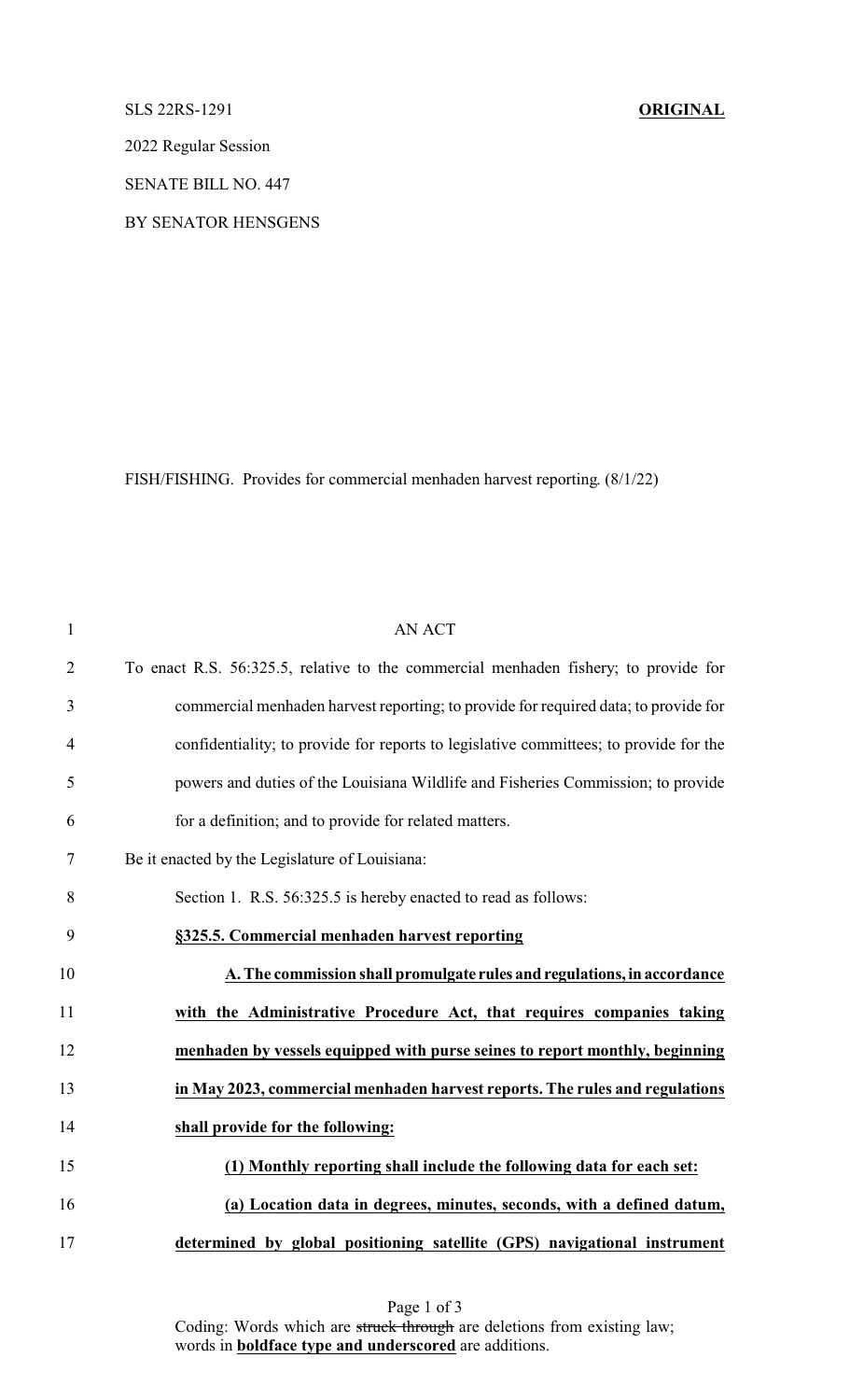SLS 22RS-1291 **ORIGINAL**

2022 Regular Session

SENATE BILL NO. 447

BY SENATOR HENSGENS

FISH/FISHING. Provides for commercial menhaden harvest reporting. (8/1/22)

AN ACT

To enact R.S. 56:325.5, relative to the commercial menhaden fishery; to provide for commercial menhaden harvest reporting; to provide for required data; to provide for confidentiality; to provide for reports to legislative committees; to provide for the powers and duties of the Louisiana Wildlife and Fisheries Commission; to provide for a definition; and to provide for related matters.

Be it enacted by the Legislature of Louisiana:

Section 1. R.S. 56:325.5 is hereby enacted to read as follows:

**§325.5. Commercial menhaden harvest reporting**

**A. The commission shall promulgate rules and regulations, in accordance with the Administrative Procedure Act, that requires companies taking menhaden by vessels equipped with purse seines to report monthly, beginning in May 2023, commercial menhaden harvest reports. The rules and regulations shall provide for the following:**

**(1) Monthly reporting shall include the following data for each set:**

**(a) Location data in degrees, minutes, seconds, with a defined datum, determined by global positioning satellite (GPS) navigational instrument**

Coding: Words which are ~~struck through~~ are deletions from existing law; words in **boldface type and underscored** are additions.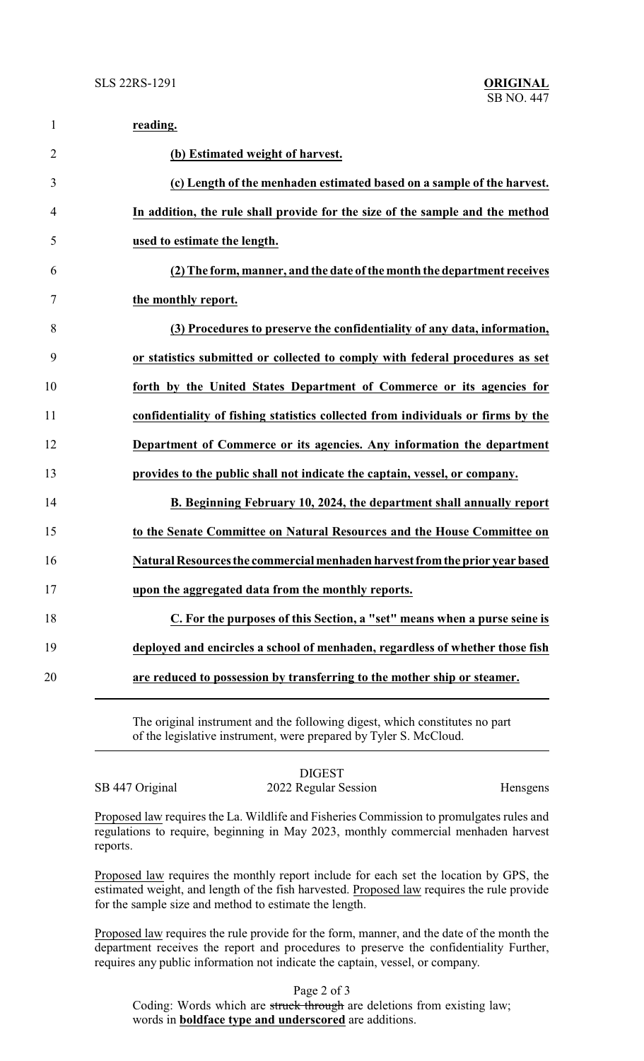**reading.**

**(b) Estimated weight of harvest.**

**(c) Length of the menhaden estimated based on a sample of the harvest. In addition, the rule shall provide for the size of the sample and the method used to estimate the length.**

**(2) The form, manner, and the date of the month the department receives the monthly report.**

**(3) Procedures to preserve the confidentiality of any data, information, or statistics submitted or collected to comply with federal procedures as set forth by the United States Department of Commerce or its agencies for confidentiality of fishing statistics collected from individuals or firms by the Department of Commerce or its agencies. Any information the department provides to the public shall not indicate the captain, vessel, or company.**

**B. Beginning February 10, 2024, the department shall annually report to the Senate Committee on Natural Resources and the House Committee on Natural Resources the commercial menhaden harvest from the prior year based upon the aggregated data from the monthly reports.**

**C. For the purposes of this Section, a "set" means when a purse seine is deployed and encircles a school of menhaden, regardless of whether those fish are reduced to possession by transferring to the mother ship or steamer.**

---

The original instrument and the following digest, which constitutes no part of the legislative instrument, were prepared by Tyler S. McCloud.

---

DIGEST

SB 447 Original — 2022 Regular Session — Hensgens

Proposed law requires the La. Wildlife and Fisheries Commission to promulgates rules and regulations to require, beginning in May 2023, monthly commercial menhaden harvest reports.

Proposed law requires the monthly report include for each set the location by GPS, the estimated weight, and length of the fish harvested. Proposed law requires the rule provide for the sample size and method to estimate the length.

Proposed law requires the rule provide for the form, manner, and the date of the month the department receives the report and procedures to preserve the confidentiality Further, requires any public information not indicate the captain, vessel, or company.

Coding: Words which are ~~struck through~~ are deletions from existing law; words in **boldface type and underscored** are additions.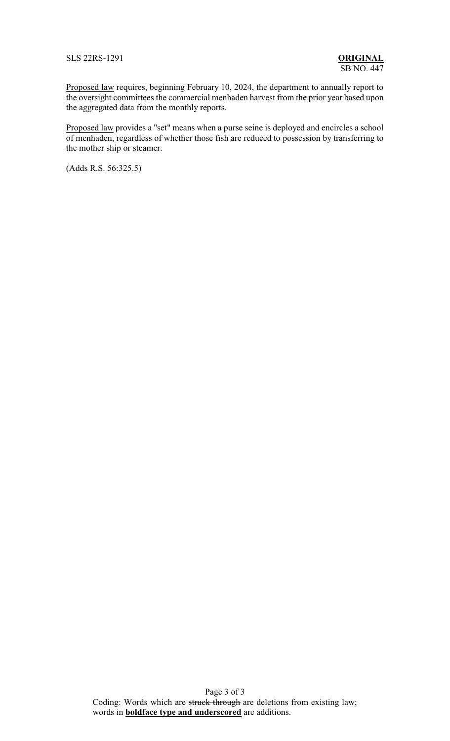Proposed law requires, beginning February 10, 2024, the department to annually report to the oversight committees the commercial menhaden harvest from the prior year based upon the aggregated data from the monthly reports.

Proposed law provides a "set" means when a purse seine is deployed and encircles a school of menhaden, regardless of whether those fish are reduced to possession by transferring to the mother ship or steamer.

(Adds R.S. 56:325.5)